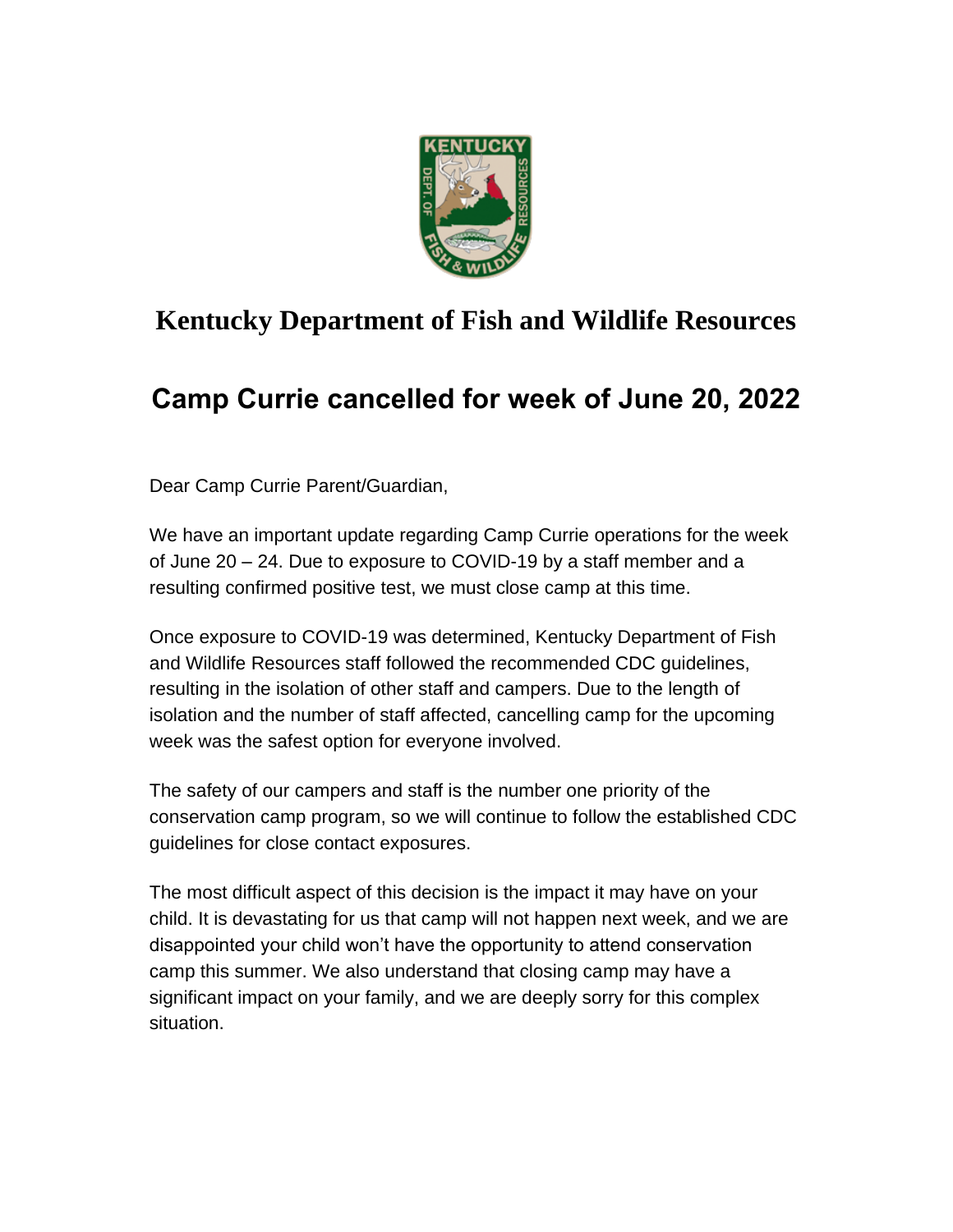# Kentucky Department of Fish and Wildlife Resources

## Camp Currie cancelled for week of June 20, 2022

Dear Camp Currie Parent/Guardian,

We have an important update regarding Camp Currie operations for the week of June 20 – 24. Due to exposure to COVID-19 by a staff member and a resulting confirmed positive test, we must close camp at this time.

Once exposure to COVID-19 was determined, Kentucky Department of Fish and Wildlife Resources staff followed the recommended CDC guidelines, resulting in the isolation of other staff and campers. Due to the length of isolation and the number of staff affected, cancelling camp for the upcoming week was the safest option for everyone involved.

The safety of our campers and staff is the number one priority of the conservation camp program, so we will continue to follow the established CDC guidelines for close contact exposures.

The most difficult aspect of this decision is the impact it may have on your child. It is devastating for us that camp will not happen next week, and we are disappointed your child won't have the opportunity to attend conservation camp this summer. We also understand that closing camp may have a significant impact on your family, and we are deeply sorry for this complex situation.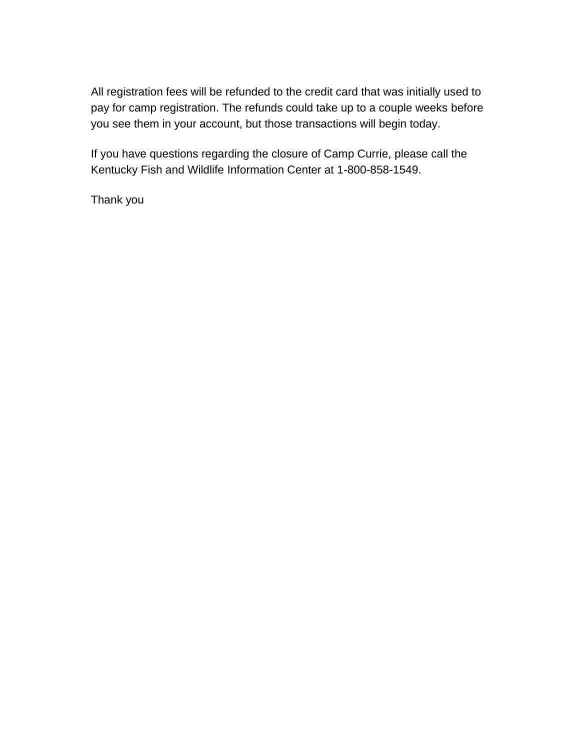All registration fees will be refunded to the credit card that was initially used to pay for camp registration. The refunds could take up to a couple weeks before you see them in your account, but those transactions will begin today.

If you have questions regarding the closure of Camp Currie, please call the Kentucky Fish and Wildlife Information Center at 1-800-858-1549.

Thank you